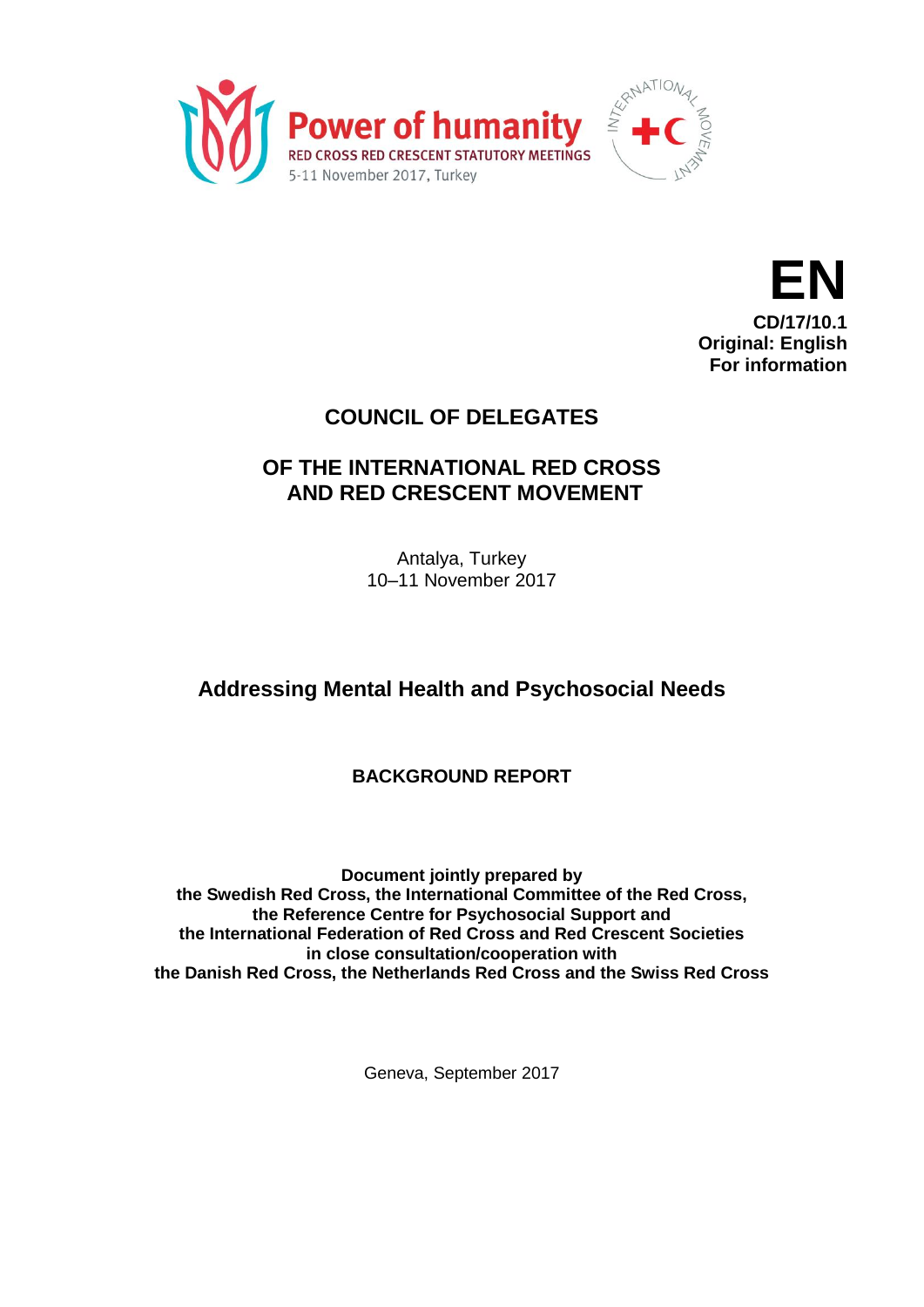Power of humanity
RED CROSS RED CRESCENT STATUTORY MEETINGS
5-11 November 2017, Turkey

**EN**
**CD/17/10.1**
**Original: English**
**For information**

# COUNCIL OF DELEGATES

# OF THE INTERNATIONAL RED CROSS AND RED CRESCENT MOVEMENT

Antalya, Turkey
10–11 November 2017

## Addressing Mental Health and Psychosocial Needs

### BACKGROUND REPORT

**Document jointly prepared by**
**the Swedish Red Cross, the International Committee of the Red Cross,**
**the Reference Centre for Psychosocial Support and**
**the International Federation of Red Cross and Red Crescent Societies**
**in close consultation/cooperation with**
**the Danish Red Cross, the Netherlands Red Cross and the Swiss Red Cross**

Geneva, September 2017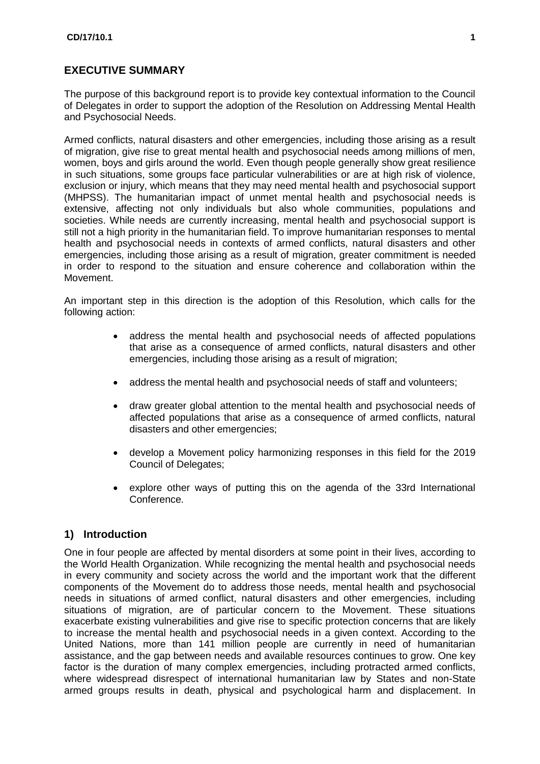## EXECUTIVE SUMMARY

The purpose of this background report is to provide key contextual information to the Council of Delegates in order to support the adoption of the Resolution on Addressing Mental Health and Psychosocial Needs.

Armed conflicts, natural disasters and other emergencies, including those arising as a result of migration, give rise to great mental health and psychosocial needs among millions of men, women, boys and girls around the world. Even though people generally show great resilience in such situations, some groups face particular vulnerabilities or are at high risk of violence, exclusion or injury, which means that they may need mental health and psychosocial support (MHPSS). The humanitarian impact of unmet mental health and psychosocial needs is extensive, affecting not only individuals but also whole communities, populations and societies. While needs are currently increasing, mental health and psychosocial support is still not a high priority in the humanitarian field. To improve humanitarian responses to mental health and psychosocial needs in contexts of armed conflicts, natural disasters and other emergencies, including those arising as a result of migration, greater commitment is needed in order to respond to the situation and ensure coherence and collaboration within the Movement.

An important step in this direction is the adoption of this Resolution, which calls for the following action:

- address the mental health and psychosocial needs of affected populations that arise as a consequence of armed conflicts, natural disasters and other emergencies, including those arising as a result of migration;
- address the mental health and psychosocial needs of staff and volunteers;
- draw greater global attention to the mental health and psychosocial needs of affected populations that arise as a consequence of armed conflicts, natural disasters and other emergencies;
- develop a Movement policy harmonizing responses in this field for the 2019 Council of Delegates;
- explore other ways of putting this on the agenda of the 33rd International Conference.

## 1) Introduction

One in four people are affected by mental disorders at some point in their lives, according to the World Health Organization. While recognizing the mental health and psychosocial needs in every community and society across the world and the important work that the different components of the Movement do to address those needs, mental health and psychosocial needs in situations of armed conflict, natural disasters and other emergencies, including situations of migration, are of particular concern to the Movement. These situations exacerbate existing vulnerabilities and give rise to specific protection concerns that are likely to increase the mental health and psychosocial needs in a given context. According to the United Nations, more than 141 million people are currently in need of humanitarian assistance, and the gap between needs and available resources continues to grow. One key factor is the duration of many complex emergencies, including protracted armed conflicts, where widespread disrespect of international humanitarian law by States and non-State armed groups results in death, physical and psychological harm and displacement. In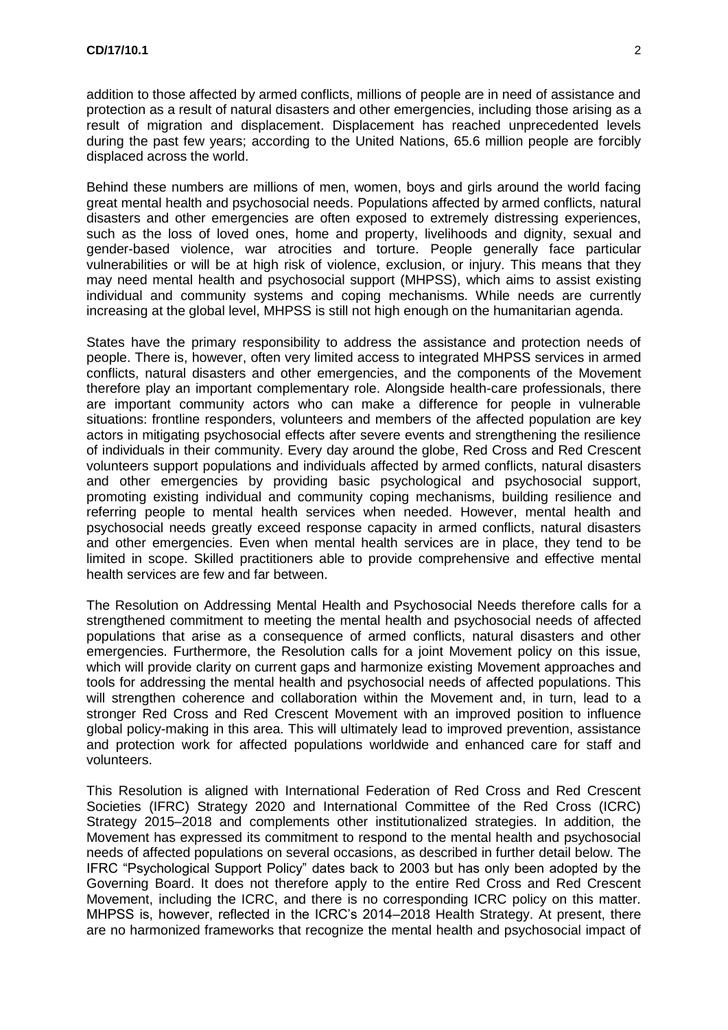addition to those affected by armed conflicts, millions of people are in need of assistance and protection as a result of natural disasters and other emergencies, including those arising as a result of migration and displacement. Displacement has reached unprecedented levels during the past few years; according to the United Nations, 65.6 million people are forcibly displaced across the world.

Behind these numbers are millions of men, women, boys and girls around the world facing great mental health and psychosocial needs. Populations affected by armed conflicts, natural disasters and other emergencies are often exposed to extremely distressing experiences, such as the loss of loved ones, home and property, livelihoods and dignity, sexual and gender-based violence, war atrocities and torture. People generally face particular vulnerabilities or will be at high risk of violence, exclusion, or injury. This means that they may need mental health and psychosocial support (MHPSS), which aims to assist existing individual and community systems and coping mechanisms. While needs are currently increasing at the global level, MHPSS is still not high enough on the humanitarian agenda.

States have the primary responsibility to address the assistance and protection needs of people. There is, however, often very limited access to integrated MHPSS services in armed conflicts, natural disasters and other emergencies, and the components of the Movement therefore play an important complementary role. Alongside health-care professionals, there are important community actors who can make a difference for people in vulnerable situations: frontline responders, volunteers and members of the affected population are key actors in mitigating psychosocial effects after severe events and strengthening the resilience of individuals in their community. Every day around the globe, Red Cross and Red Crescent volunteers support populations and individuals affected by armed conflicts, natural disasters and other emergencies by providing basic psychological and psychosocial support, promoting existing individual and community coping mechanisms, building resilience and referring people to mental health services when needed. However, mental health and psychosocial needs greatly exceed response capacity in armed conflicts, natural disasters and other emergencies. Even when mental health services are in place, they tend to be limited in scope. Skilled practitioners able to provide comprehensive and effective mental health services are few and far between.

The Resolution on Addressing Mental Health and Psychosocial Needs therefore calls for a strengthened commitment to meeting the mental health and psychosocial needs of affected populations that arise as a consequence of armed conflicts, natural disasters and other emergencies. Furthermore, the Resolution calls for a joint Movement policy on this issue, which will provide clarity on current gaps and harmonize existing Movement approaches and tools for addressing the mental health and psychosocial needs of affected populations. This will strengthen coherence and collaboration within the Movement and, in turn, lead to a stronger Red Cross and Red Crescent Movement with an improved position to influence global policy-making in this area. This will ultimately lead to improved prevention, assistance and protection work for affected populations worldwide and enhanced care for staff and volunteers.

This Resolution is aligned with International Federation of Red Cross and Red Crescent Societies (IFRC) Strategy 2020 and International Committee of the Red Cross (ICRC) Strategy 2015–2018 and complements other institutionalized strategies. In addition, the Movement has expressed its commitment to respond to the mental health and psychosocial needs of affected populations on several occasions, as described in further detail below. The IFRC "Psychological Support Policy" dates back to 2003 but has only been adopted by the Governing Board. It does not therefore apply to the entire Red Cross and Red Crescent Movement, including the ICRC, and there is no corresponding ICRC policy on this matter. MHPSS is, however, reflected in the ICRC's 2014–2018 Health Strategy. At present, there are no harmonized frameworks that recognize the mental health and psychosocial impact of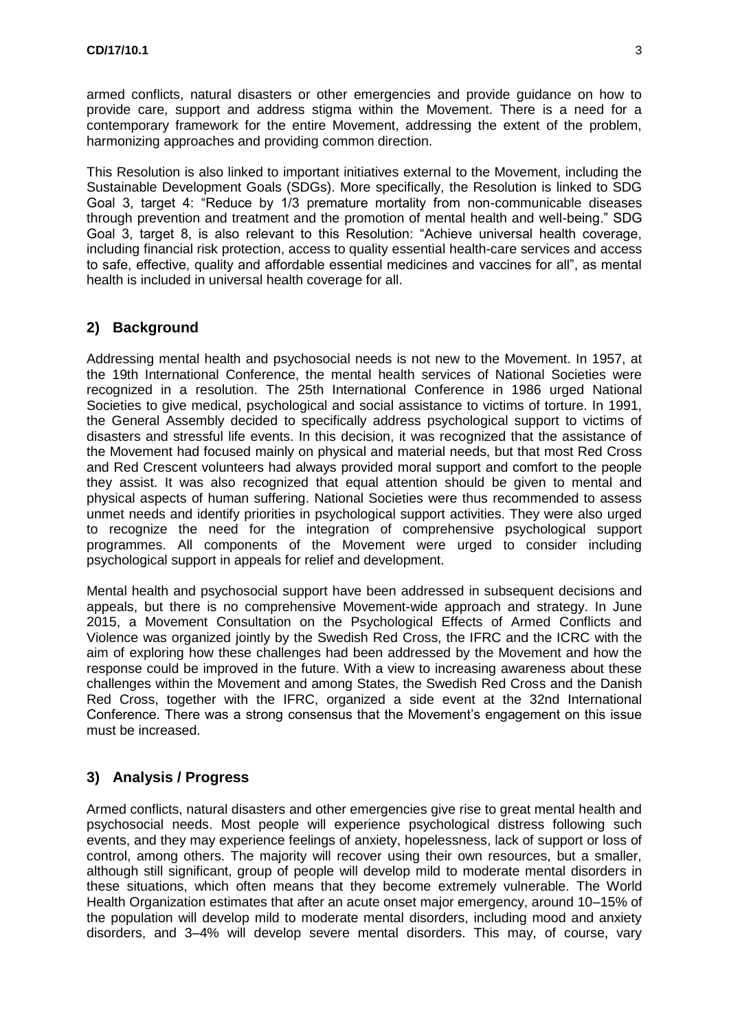armed conflicts, natural disasters or other emergencies and provide guidance on how to provide care, support and address stigma within the Movement. There is a need for a contemporary framework for the entire Movement, addressing the extent of the problem, harmonizing approaches and providing common direction.

This Resolution is also linked to important initiatives external to the Movement, including the Sustainable Development Goals (SDGs). More specifically, the Resolution is linked to SDG Goal 3, target 4: "Reduce by 1/3 premature mortality from non-communicable diseases through prevention and treatment and the promotion of mental health and well-being." SDG Goal 3, target 8, is also relevant to this Resolution: "Achieve universal health coverage, including financial risk protection, access to quality essential health-care services and access to safe, effective, quality and affordable essential medicines and vaccines for all", as mental health is included in universal health coverage for all.

## 2) Background

Addressing mental health and psychosocial needs is not new to the Movement. In 1957, at the 19th International Conference, the mental health services of National Societies were recognized in a resolution. The 25th International Conference in 1986 urged National Societies to give medical, psychological and social assistance to victims of torture. In 1991, the General Assembly decided to specifically address psychological support to victims of disasters and stressful life events. In this decision, it was recognized that the assistance of the Movement had focused mainly on physical and material needs, but that most Red Cross and Red Crescent volunteers had always provided moral support and comfort to the people they assist. It was also recognized that equal attention should be given to mental and physical aspects of human suffering. National Societies were thus recommended to assess unmet needs and identify priorities in psychological support activities. They were also urged to recognize the need for the integration of comprehensive psychological support programmes. All components of the Movement were urged to consider including psychological support in appeals for relief and development.

Mental health and psychosocial support have been addressed in subsequent decisions and appeals, but there is no comprehensive Movement-wide approach and strategy. In June 2015, a Movement Consultation on the Psychological Effects of Armed Conflicts and Violence was organized jointly by the Swedish Red Cross, the IFRC and the ICRC with the aim of exploring how these challenges had been addressed by the Movement and how the response could be improved in the future. With a view to increasing awareness about these challenges within the Movement and among States, the Swedish Red Cross and the Danish Red Cross, together with the IFRC, organized a side event at the 32nd International Conference. There was a strong consensus that the Movement's engagement on this issue must be increased.

## 3) Analysis / Progress

Armed conflicts, natural disasters and other emergencies give rise to great mental health and psychosocial needs. Most people will experience psychological distress following such events, and they may experience feelings of anxiety, hopelessness, lack of support or loss of control, among others. The majority will recover using their own resources, but a smaller, although still significant, group of people will develop mild to moderate mental disorders in these situations, which often means that they become extremely vulnerable. The World Health Organization estimates that after an acute onset major emergency, around 10–15% of the population will develop mild to moderate mental disorders, including mood and anxiety disorders, and 3–4% will develop severe mental disorders. This may, of course, vary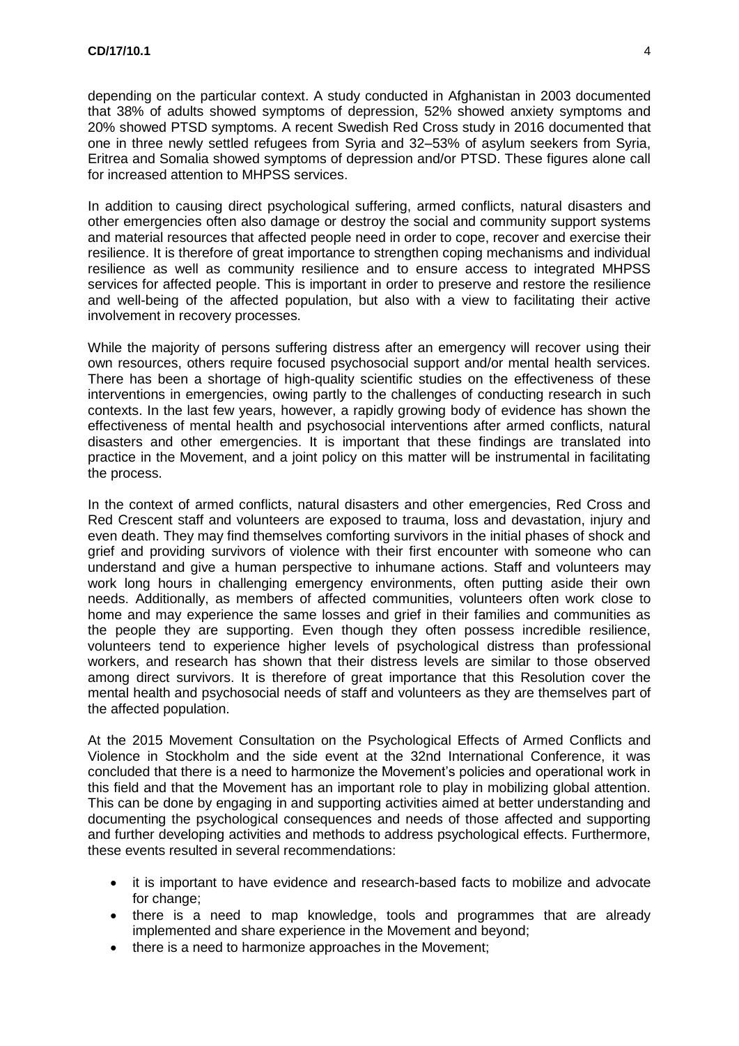depending on the particular context. A study conducted in Afghanistan in 2003 documented that 38% of adults showed symptoms of depression, 52% showed anxiety symptoms and 20% showed PTSD symptoms. A recent Swedish Red Cross study in 2016 documented that one in three newly settled refugees from Syria and 32–53% of asylum seekers from Syria, Eritrea and Somalia showed symptoms of depression and/or PTSD. These figures alone call for increased attention to MHPSS services.

In addition to causing direct psychological suffering, armed conflicts, natural disasters and other emergencies often also damage or destroy the social and community support systems and material resources that affected people need in order to cope, recover and exercise their resilience. It is therefore of great importance to strengthen coping mechanisms and individual resilience as well as community resilience and to ensure access to integrated MHPSS services for affected people. This is important in order to preserve and restore the resilience and well-being of the affected population, but also with a view to facilitating their active involvement in recovery processes.

While the majority of persons suffering distress after an emergency will recover using their own resources, others require focused psychosocial support and/or mental health services. There has been a shortage of high-quality scientific studies on the effectiveness of these interventions in emergencies, owing partly to the challenges of conducting research in such contexts. In the last few years, however, a rapidly growing body of evidence has shown the effectiveness of mental health and psychosocial interventions after armed conflicts, natural disasters and other emergencies. It is important that these findings are translated into practice in the Movement, and a joint policy on this matter will be instrumental in facilitating the process.

In the context of armed conflicts, natural disasters and other emergencies, Red Cross and Red Crescent staff and volunteers are exposed to trauma, loss and devastation, injury and even death. They may find themselves comforting survivors in the initial phases of shock and grief and providing survivors of violence with their first encounter with someone who can understand and give a human perspective to inhumane actions. Staff and volunteers may work long hours in challenging emergency environments, often putting aside their own needs. Additionally, as members of affected communities, volunteers often work close to home and may experience the same losses and grief in their families and communities as the people they are supporting. Even though they often possess incredible resilience, volunteers tend to experience higher levels of psychological distress than professional workers, and research has shown that their distress levels are similar to those observed among direct survivors. It is therefore of great importance that this Resolution cover the mental health and psychosocial needs of staff and volunteers as they are themselves part of the affected population.

At the 2015 Movement Consultation on the Psychological Effects of Armed Conflicts and Violence in Stockholm and the side event at the 32nd International Conference, it was concluded that there is a need to harmonize the Movement's policies and operational work in this field and that the Movement has an important role to play in mobilizing global attention. This can be done by engaging in and supporting activities aimed at better understanding and documenting the psychological consequences and needs of those affected and supporting and further developing activities and methods to address psychological effects. Furthermore, these events resulted in several recommendations:

- it is important to have evidence and research-based facts to mobilize and advocate for change;
- there is a need to map knowledge, tools and programmes that are already implemented and share experience in the Movement and beyond;
- there is a need to harmonize approaches in the Movement;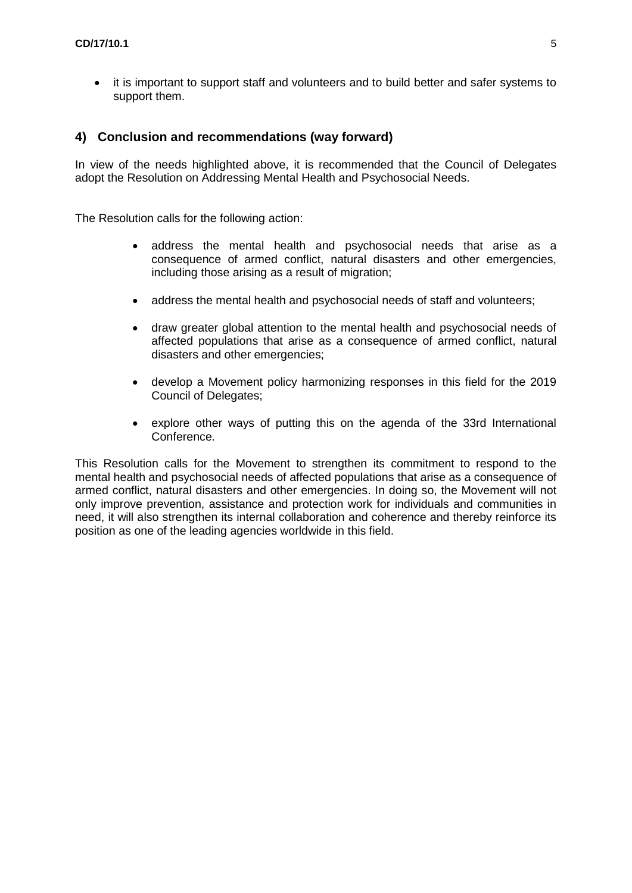- it is important to support staff and volunteers and to build better and safer systems to support them.

## 4) Conclusion and recommendations (way forward)

In view of the needs highlighted above, it is recommended that the Council of Delegates adopt the Resolution on Addressing Mental Health and Psychosocial Needs.

The Resolution calls for the following action:

- address the mental health and psychosocial needs that arise as a consequence of armed conflict, natural disasters and other emergencies, including those arising as a result of migration;
- address the mental health and psychosocial needs of staff and volunteers;
- draw greater global attention to the mental health and psychosocial needs of affected populations that arise as a consequence of armed conflict, natural disasters and other emergencies;
- develop a Movement policy harmonizing responses in this field for the 2019 Council of Delegates;
- explore other ways of putting this on the agenda of the 33rd International Conference.

This Resolution calls for the Movement to strengthen its commitment to respond to the mental health and psychosocial needs of affected populations that arise as a consequence of armed conflict, natural disasters and other emergencies. In doing so, the Movement will not only improve prevention, assistance and protection work for individuals and communities in need, it will also strengthen its internal collaboration and coherence and thereby reinforce its position as one of the leading agencies worldwide in this field.